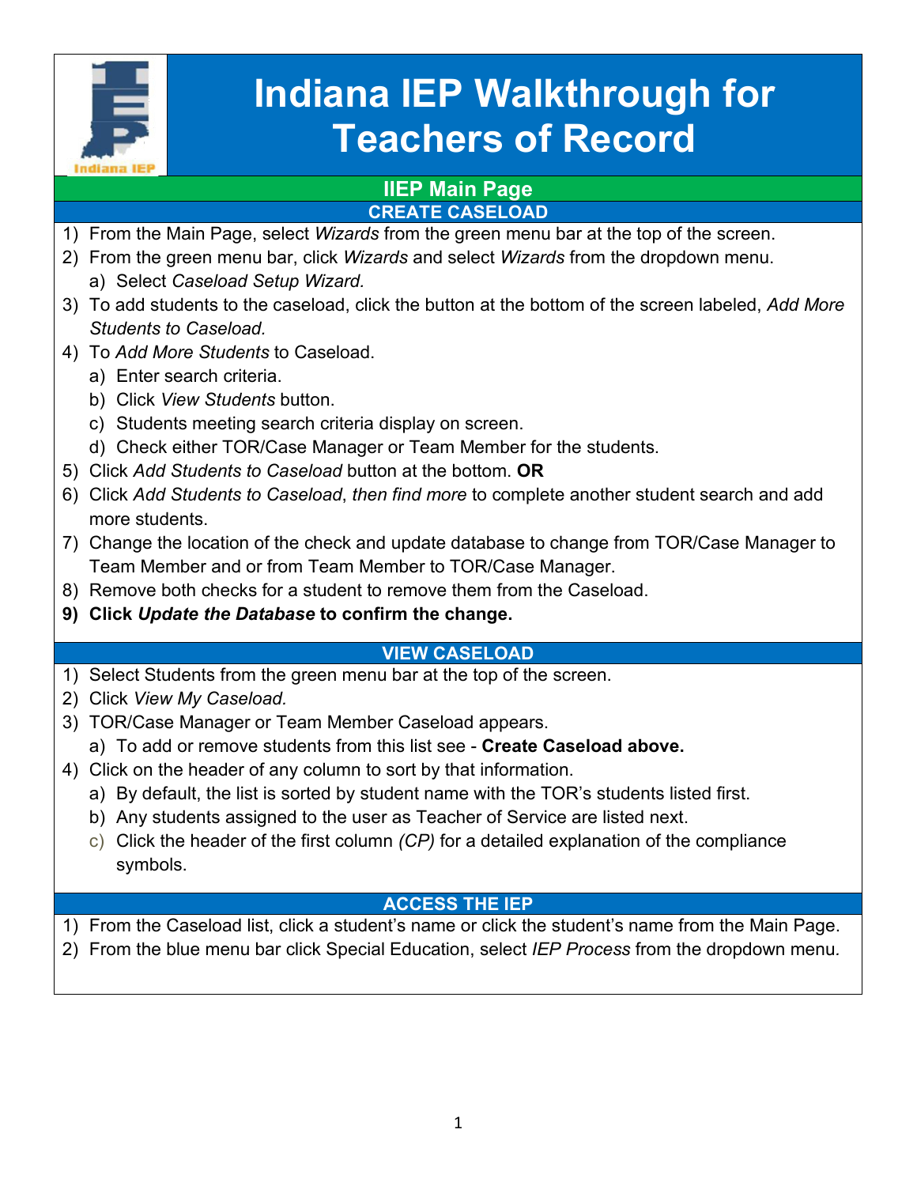# Indiana IEP Walkthrough for Teachers of Record

## IIEP Main Page

### CREATE CASELOAD

1) From the Main Page, select *Wizards* from the green menu bar at the top of the screen.
2) From the green menu bar, click *Wizards* and select *Wizards* from the dropdown menu.
   a) Select *Caseload Setup Wizard.*
3) To add students to the caseload, click the button at the bottom of the screen labeled, *Add More Students to Caseload.*
4) To *Add More Students* to Caseload.
   a) Enter search criteria.
   b) Click *View Students* button.
   c) Students meeting search criteria display on screen.
   d) Check either TOR/Case Manager or Team Member for the students.
5) Click *Add Students to Caseload* button at the bottom. **OR**
6) Click *Add Students to Caseload*, *then find more* to complete another student search and add more students.
7) Change the location of the check and update database to change from TOR/Case Manager to Team Member and or from Team Member to TOR/Case Manager.
8) Remove both checks for a student to remove them from the Caseload.
9) **Click *Update the Database* to confirm the change.**

### VIEW CASELOAD

1) Select Students from the green menu bar at the top of the screen.
2) Click *View My Caseload.*
3) TOR/Case Manager or Team Member Caseload appears.
   a) To add or remove students from this list see - **Create Caseload above.**
4) Click on the header of any column to sort by that information.
   a) By default, the list is sorted by student name with the TOR's students listed first.
   b) Any students assigned to the user as Teacher of Service are listed next.
   c) Click the header of the first column *(CP)* for a detailed explanation of the compliance symbols.

### ACCESS THE IEP

1) From the Caseload list, click a student's name or click the student's name from the Main Page.
2) From the blue menu bar click Special Education, select *IEP Process* from the dropdown menu.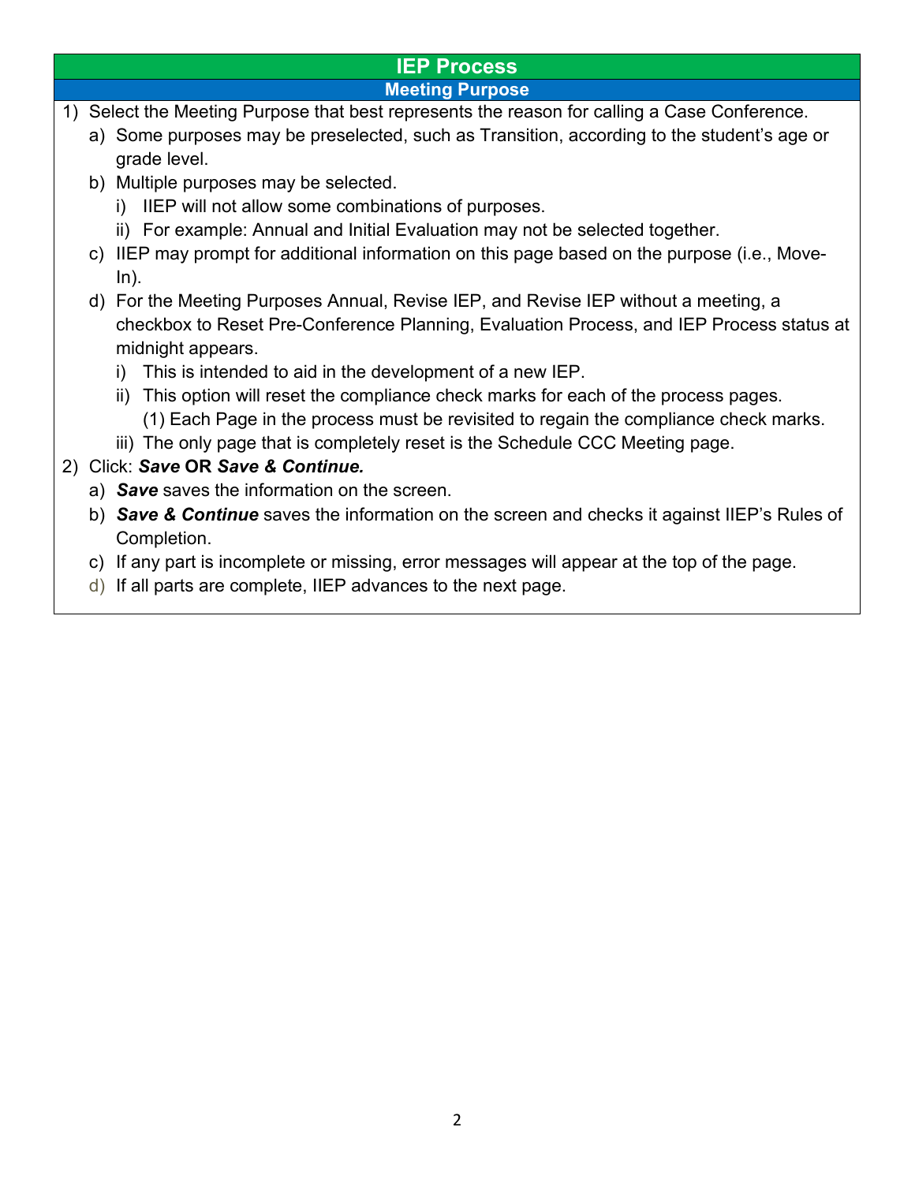# IEP Process

## Meeting Purpose

1) Select the Meeting Purpose that best represents the reason for calling a Case Conference.
   a) Some purposes may be preselected, such as Transition, according to the student's age or grade level.
   b) Multiple purposes may be selected.
      i) IIEP will not allow some combinations of purposes.
      ii) For example: Annual and Initial Evaluation may not be selected together.
   c) IIEP may prompt for additional information on this page based on the purpose (i.e., Move-In).
   d) For the Meeting Purposes Annual, Revise IEP, and Revise IEP without a meeting, a checkbox to Reset Pre-Conference Planning, Evaluation Process, and IEP Process status at midnight appears.
      i) This is intended to aid in the development of a new IEP.
      ii) This option will reset the compliance check marks for each of the process pages.
         (1) Each Page in the process must be revisited to regain the compliance check marks.
      iii) The only page that is completely reset is the Schedule CCC Meeting page.
2) Click: ***Save*** **OR** ***Save & Continue.***
   a) ***Save*** saves the information on the screen.
   b) ***Save & Continue*** saves the information on the screen and checks it against IIEP's Rules of Completion.
   c) If any part is incomplete or missing, error messages will appear at the top of the page.
   d) If all parts are complete, IIEP advances to the next page.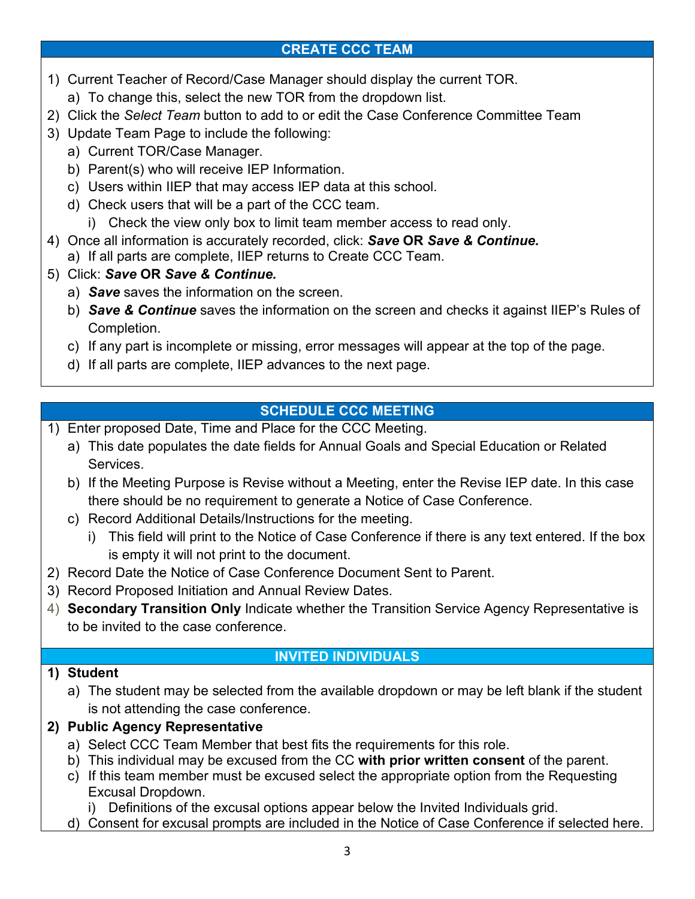## CREATE CCC TEAM

1) Current Teacher of Record/Case Manager should display the current TOR.
   a) To change this, select the new TOR from the dropdown list.
2) Click the *Select Team* button to add to or edit the Case Conference Committee Team
3) Update Team Page to include the following:
   a) Current TOR/Case Manager.
   b) Parent(s) who will receive IEP Information.
   c) Users within IIEP that may access IEP data at this school.
   d) Check users that will be a part of the CCC team.
      i) Check the view only box to limit team member access to read only.
4) Once all information is accurately recorded, click: ***Save* OR *Save & Continue.***
   a) If all parts are complete, IIEP returns to Create CCC Team.
5) Click: ***Save* OR *Save & Continue.***
   a) ***Save*** saves the information on the screen.
   b) ***Save & Continue*** saves the information on the screen and checks it against IIEP's Rules of Completion.
   c) If any part is incomplete or missing, error messages will appear at the top of the page.
   d) If all parts are complete, IIEP advances to the next page.

## SCHEDULE CCC MEETING

1) Enter proposed Date, Time and Place for the CCC Meeting.
   a) This date populates the date fields for Annual Goals and Special Education or Related Services.
   b) If the Meeting Purpose is Revise without a Meeting, enter the Revise IEP date. In this case there should be no requirement to generate a Notice of Case Conference.
   c) Record Additional Details/Instructions for the meeting.
      i) This field will print to the Notice of Case Conference if there is any text entered. If the box is empty it will not print to the document.
2) Record Date the Notice of Case Conference Document Sent to Parent.
3) Record Proposed Initiation and Annual Review Dates.
4) **Secondary Transition Only** Indicate whether the Transition Service Agency Representative is to be invited to the case conference.

### INVITED INDIVIDUALS

1) **Student**
   a) The student may be selected from the available dropdown or may be left blank if the student is not attending the case conference.
2) **Public Agency Representative**
   a) Select CCC Team Member that best fits the requirements for this role.
   b) This individual may be excused from the CC **with prior written consent** of the parent.
   c) If this team member must be excused select the appropriate option from the Requesting Excusal Dropdown.
      i) Definitions of the excusal options appear below the Invited Individuals grid.
   d) Consent for excusal prompts are included in the Notice of Case Conference if selected here.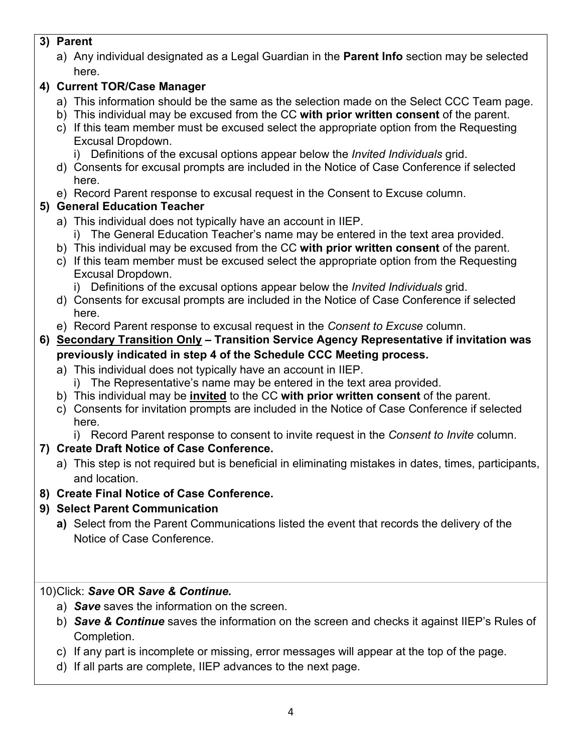3) **Parent**
   a) Any individual designated as a Legal Guardian in the **Parent Info** section may be selected here.

4) **Current TOR/Case Manager**
   a) This information should be the same as the selection made on the Select CCC Team page.
   b) This individual may be excused from the CC **with prior written consent** of the parent.
   c) If this team member must be excused select the appropriate option from the Requesting Excusal Dropdown.
      i) Definitions of the excusal options appear below the *Invited Individuals* grid.
   d) Consents for excusal prompts are included in the Notice of Case Conference if selected here.
   e) Record Parent response to excusal request in the Consent to Excuse column.

5) **General Education Teacher**
   a) This individual does not typically have an account in IIEP.
      i) The General Education Teacher's name may be entered in the text area provided.
   b) This individual may be excused from the CC **with prior written consent** of the parent.
   c) If this team member must be excused select the appropriate option from the Requesting Excusal Dropdown.
      i) Definitions of the excusal options appear below the *Invited Individuals* grid.
   d) Consents for excusal prompts are included in the Notice of Case Conference if selected here.
   e) Record Parent response to excusal request in the *Consent to Excuse* column.

6) **<u>Secondary Transition Only</u> – Transition Service Agency Representative if invitation was previously indicated in step 4 of the Schedule CCC Meeting process.**
   a) This individual does not typically have an account in IIEP.
      i) The Representative's name may be entered in the text area provided.
   b) This individual may be **<u>invited</u>** to the CC **with prior written consent** of the parent.
   c) Consents for invitation prompts are included in the Notice of Case Conference if selected here.
      i) Record Parent response to consent to invite request in the *Consent to Invite* column.

7) **Create Draft Notice of Case Conference.**
   a) This step is not required but is beneficial in eliminating mistakes in dates, times, participants, and location.

8) **Create Final Notice of Case Conference.**

9) **Select Parent Communication**
   **a)** Select from the Parent Communications listed the event that records the delivery of the Notice of Case Conference.

10) Click: ***Save* OR *Save & Continue.***
    a) ***Save*** saves the information on the screen.
    b) ***Save & Continue*** saves the information on the screen and checks it against IIEP's Rules of Completion.
    c) If any part is incomplete or missing, error messages will appear at the top of the page.
    d) If all parts are complete, IIEP advances to the next page.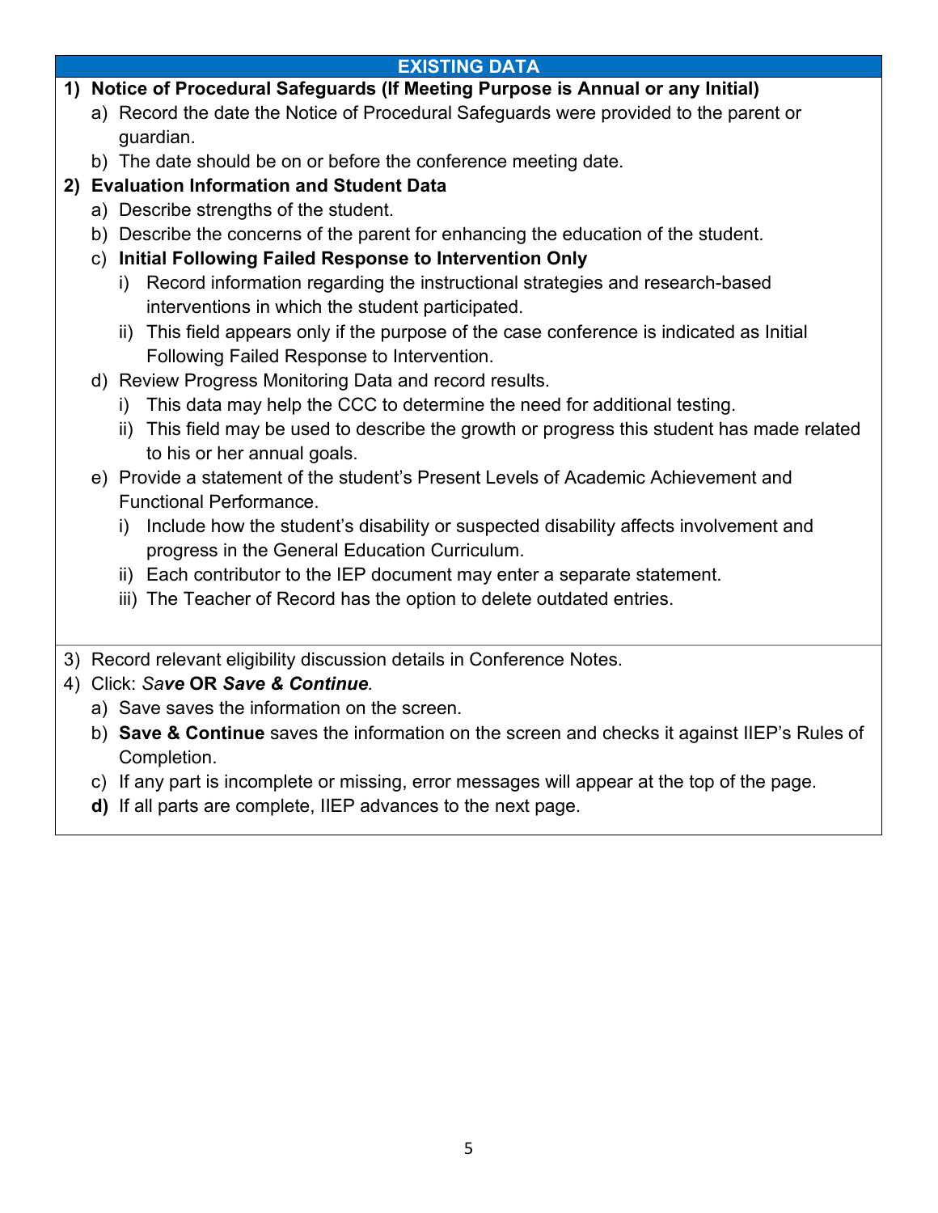## EXISTING DATA

1) **Notice of Procedural Safeguards (If Meeting Purpose is Annual or any Initial)**
   a) Record the date the Notice of Procedural Safeguards were provided to the parent or guardian.
   b) The date should be on or before the conference meeting date.
2) **Evaluation Information and Student Data**
   a) Describe strengths of the student.
   b) Describe the concerns of the parent for enhancing the education of the student.
   c) **Initial Following Failed Response to Intervention Only**
      i) Record information regarding the instructional strategies and research-based interventions in which the student participated.
      ii) This field appears only if the purpose of the case conference is indicated as Initial Following Failed Response to Intervention.
   d) Review Progress Monitoring Data and record results.
      i) This data may help the CCC to determine the need for additional testing.
      ii) This field may be used to describe the growth or progress this student has made related to his or her annual goals.
   e) Provide a statement of the student's Present Levels of Academic Achievement and Functional Performance.
      i) Include how the student's disability or suspected disability affects involvement and progress in the General Education Curriculum.
      ii) Each contributor to the IEP document may enter a separate statement.
      iii) The Teacher of Record has the option to delete outdated entries.

3) Record relevant eligibility discussion details in Conference Notes.
4) Click: *Save* **OR** ***Save & Continue***.
   a) Save saves the information on the screen.
   b) **Save & Continue** saves the information on the screen and checks it against IIEP's Rules of Completion.
   c) If any part is incomplete or missing, error messages will appear at the top of the page.
   d) If all parts are complete, IIEP advances to the next page.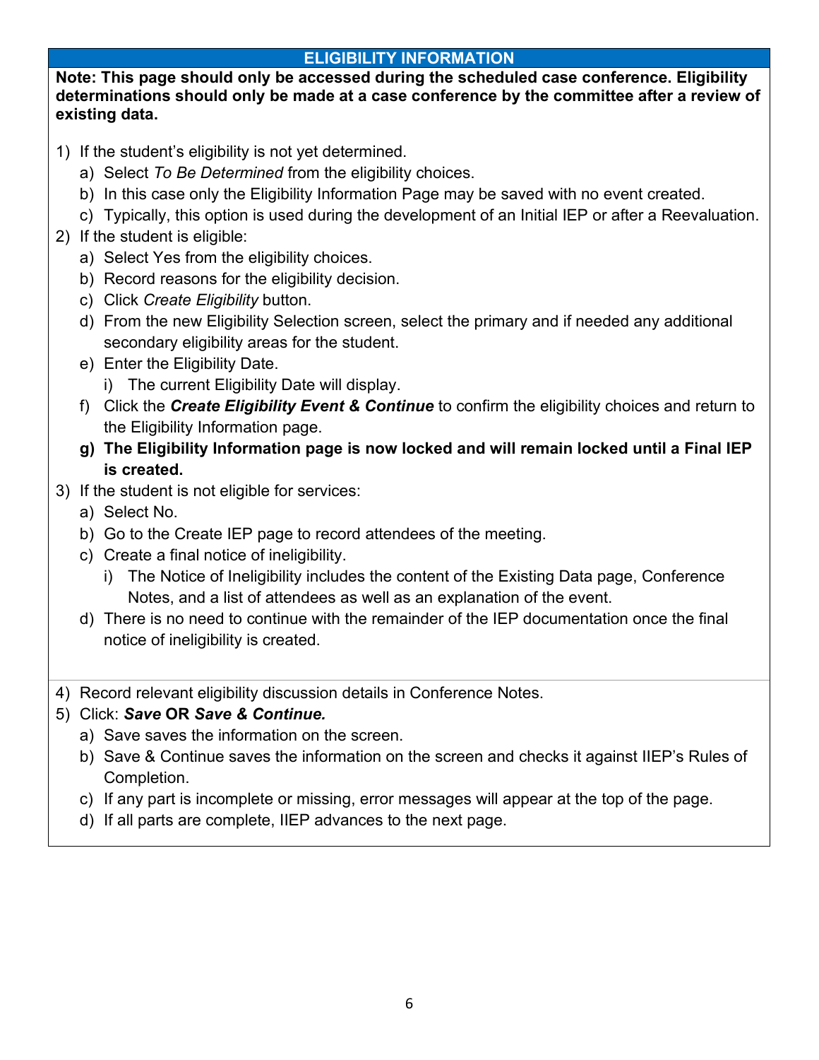## ELIGIBILITY INFORMATION

**Note: This page should only be accessed during the scheduled case conference. Eligibility determinations should only be made at a case conference by the committee after a review of existing data.**

1) If the student's eligibility is not yet determined.
   a) Select *To Be Determined* from the eligibility choices.
   b) In this case only the Eligibility Information Page may be saved with no event created.
   c) Typically, this option is used during the development of an Initial IEP or after a Reevaluation.
2) If the student is eligible:
   a) Select Yes from the eligibility choices.
   b) Record reasons for the eligibility decision.
   c) Click *Create Eligibility* button.
   d) From the new Eligibility Selection screen, select the primary and if needed any additional secondary eligibility areas for the student.
   e) Enter the Eligibility Date.
      i) The current Eligibility Date will display.
   f) Click the ***Create Eligibility Event & Continue*** to confirm the eligibility choices and return to the Eligibility Information page.
   g) **The Eligibility Information page is now locked and will remain locked until a Final IEP is created.**
3) If the student is not eligible for services:
   a) Select No.
   b) Go to the Create IEP page to record attendees of the meeting.
   c) Create a final notice of ineligibility.
      i) The Notice of Ineligibility includes the content of the Existing Data page, Conference Notes, and a list of attendees as well as an explanation of the event.
   d) There is no need to continue with the remainder of the IEP documentation once the final notice of ineligibility is created.

4) Record relevant eligibility discussion details in Conference Notes.
5) Click: ***Save* OR *Save & Continue.***
   a) Save saves the information on the screen.
   b) Save & Continue saves the information on the screen and checks it against IIEP's Rules of Completion.
   c) If any part is incomplete or missing, error messages will appear at the top of the page.
   d) If all parts are complete, IIEP advances to the next page.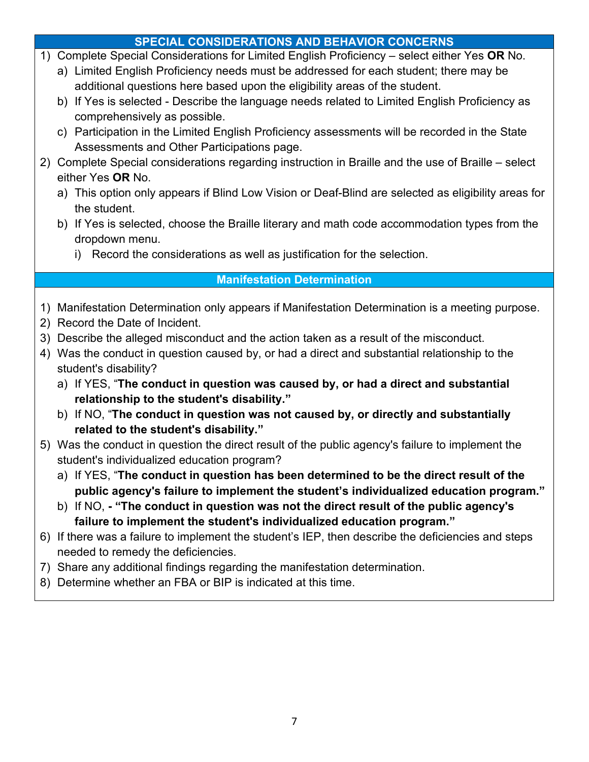## SPECIAL CONSIDERATIONS AND BEHAVIOR CONCERNS

1) Complete Special Considerations for Limited English Proficiency – select either Yes **OR** No.
   a) Limited English Proficiency needs must be addressed for each student; there may be additional questions here based upon the eligibility areas of the student.
   b) If Yes is selected - Describe the language needs related to Limited English Proficiency as comprehensively as possible.
   c) Participation in the Limited English Proficiency assessments will be recorded in the State Assessments and Other Participations page.
2) Complete Special considerations regarding instruction in Braille and the use of Braille – select either Yes **OR** No.
   a) This option only appears if Blind Low Vision or Deaf-Blind are selected as eligibility areas for the student.
   b) If Yes is selected, choose the Braille literary and math code accommodation types from the dropdown menu.
      i) Record the considerations as well as justification for the selection.

## Manifestation Determination

1) Manifestation Determination only appears if Manifestation Determination is a meeting purpose.
2) Record the Date of Incident.
3) Describe the alleged misconduct and the action taken as a result of the misconduct.
4) Was the conduct in question caused by, or had a direct and substantial relationship to the student's disability?
   a) If YES, "**The conduct in question was caused by, or had a direct and substantial relationship to the student's disability.**"
   b) If NO, "**The conduct in question was not caused by, or directly and substantially related to the student's disability.**"
5) Was the conduct in question the direct result of the public agency's failure to implement the student's individualized education program?
   a) If YES, "**The conduct in question has been determined to be the direct result of the public agency's failure to implement the student's individualized education program.**"
   b) If NO, **- "The conduct in question was not the direct result of the public agency's failure to implement the student's individualized education program."**
6) If there was a failure to implement the student's IEP, then describe the deficiencies and steps needed to remedy the deficiencies.
7) Share any additional findings regarding the manifestation determination.
8) Determine whether an FBA or BIP is indicated at this time.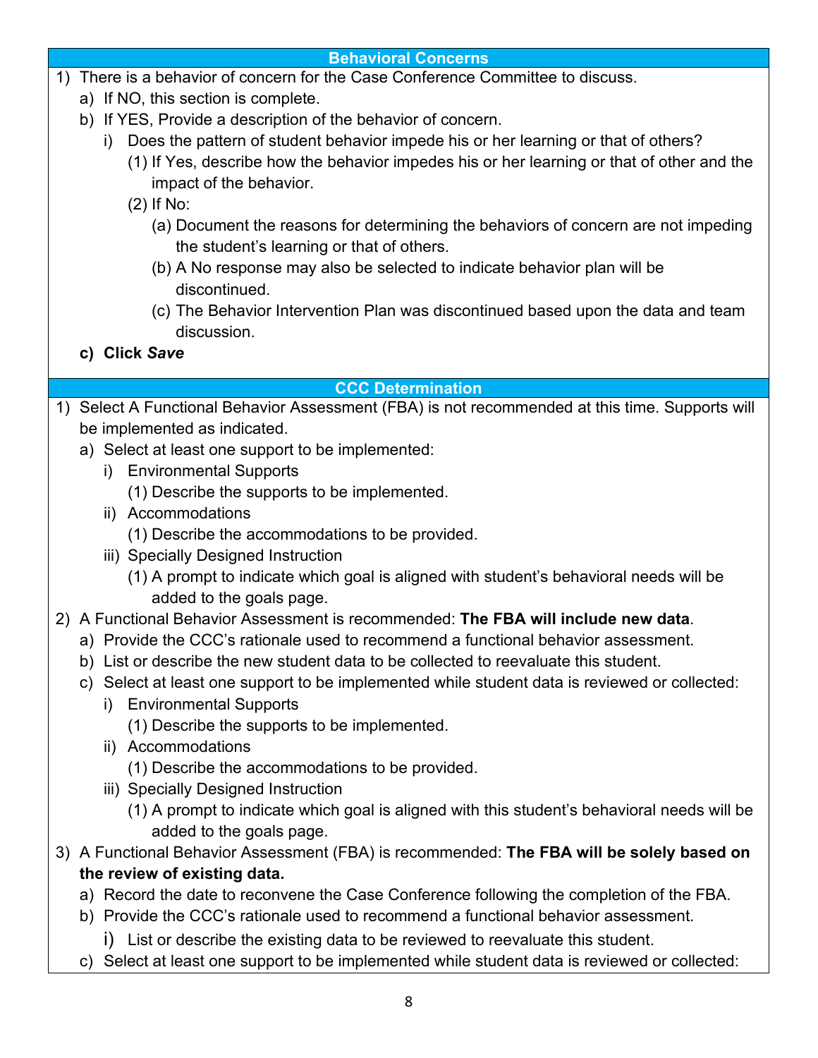## Behavioral Concerns

1) There is a behavior of concern for the Case Conference Committee to discuss.
   a) If NO, this section is complete.
   b) If YES, Provide a description of the behavior of concern.
      i) Does the pattern of student behavior impede his or her learning or that of others?
         (1) If Yes, describe how the behavior impedes his or her learning or that of other and the impact of the behavior.
         (2) If No:
            (a) Document the reasons for determining the behaviors of concern are not impeding the student's learning or that of others.
            (b) A No response may also be selected to indicate behavior plan will be discontinued.
            (c) The Behavior Intervention Plan was discontinued based upon the data and team discussion.
   **c) Click *Save***

## CCC Determination

1) Select A Functional Behavior Assessment (FBA) is not recommended at this time. Supports will be implemented as indicated.
   a) Select at least one support to be implemented:
      i) Environmental Supports
         (1) Describe the supports to be implemented.
      ii) Accommodations
         (1) Describe the accommodations to be provided.
      iii) Specially Designed Instruction
         (1) A prompt to indicate which goal is aligned with student's behavioral needs will be added to the goals page.
2) A Functional Behavior Assessment is recommended: **The FBA will include new data**.
   a) Provide the CCC's rationale used to recommend a functional behavior assessment.
   b) List or describe the new student data to be collected to reevaluate this student.
   c) Select at least one support to be implemented while student data is reviewed or collected:
      i) Environmental Supports
         (1) Describe the supports to be implemented.
      ii) Accommodations
         (1) Describe the accommodations to be provided.
      iii) Specially Designed Instruction
         (1) A prompt to indicate which goal is aligned with this student's behavioral needs will be added to the goals page.
3) A Functional Behavior Assessment (FBA) is recommended: **The FBA will be solely based on the review of existing data.**
   a) Record the date to reconvene the Case Conference following the completion of the FBA.
   b) Provide the CCC's rationale used to recommend a functional behavior assessment.
      i) List or describe the existing data to be reviewed to reevaluate this student.
   c) Select at least one support to be implemented while student data is reviewed or collected: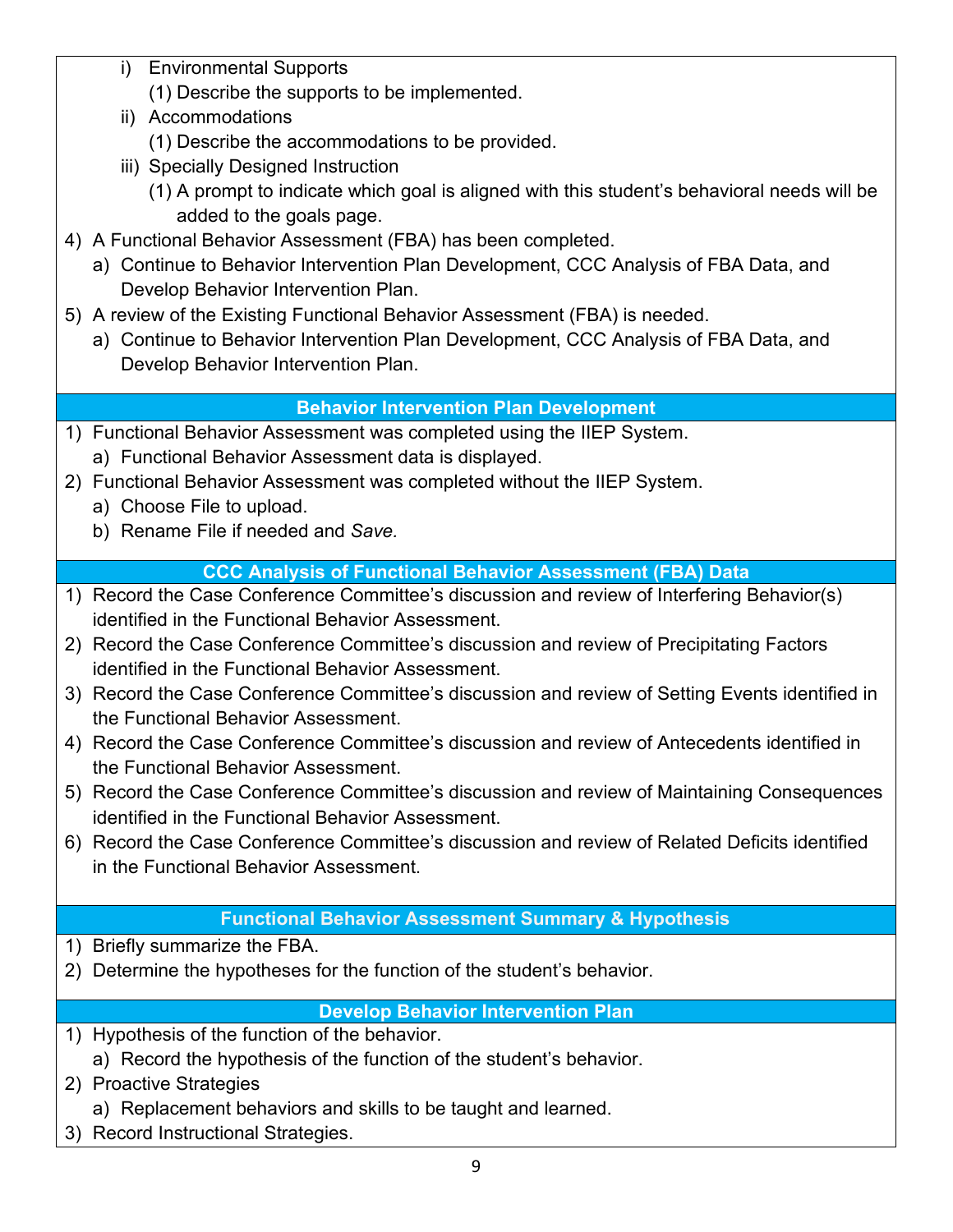i) Environmental Supports
   (1) Describe the supports to be implemented.

ii) Accommodations
   (1) Describe the accommodations to be provided.

iii) Specially Designed Instruction
   (1) A prompt to indicate which goal is aligned with this student's behavioral needs will be added to the goals page.

4) A Functional Behavior Assessment (FBA) has been completed.
   a) Continue to Behavior Intervention Plan Development, CCC Analysis of FBA Data, and Develop Behavior Intervention Plan.

5) A review of the Existing Functional Behavior Assessment (FBA) is needed.
   a) Continue to Behavior Intervention Plan Development, CCC Analysis of FBA Data, and Develop Behavior Intervention Plan.

## Behavior Intervention Plan Development

1) Functional Behavior Assessment was completed using the IIEP System.
   a) Functional Behavior Assessment data is displayed.
2) Functional Behavior Assessment was completed without the IIEP System.
   a) Choose File to upload.
   b) Rename File if needed and *Save.*

## CCC Analysis of Functional Behavior Assessment (FBA) Data

1) Record the Case Conference Committee's discussion and review of Interfering Behavior(s) identified in the Functional Behavior Assessment.
2) Record the Case Conference Committee's discussion and review of Precipitating Factors identified in the Functional Behavior Assessment.
3) Record the Case Conference Committee's discussion and review of Setting Events identified in the Functional Behavior Assessment.
4) Record the Case Conference Committee's discussion and review of Antecedents identified in the Functional Behavior Assessment.
5) Record the Case Conference Committee's discussion and review of Maintaining Consequences identified in the Functional Behavior Assessment.
6) Record the Case Conference Committee's discussion and review of Related Deficits identified in the Functional Behavior Assessment.

## Functional Behavior Assessment Summary & Hypothesis

1) Briefly summarize the FBA.
2) Determine the hypotheses for the function of the student's behavior.

## Develop Behavior Intervention Plan

1) Hypothesis of the function of the behavior.
   a) Record the hypothesis of the function of the student's behavior.
2) Proactive Strategies
   a) Replacement behaviors and skills to be taught and learned.
3) Record Instructional Strategies.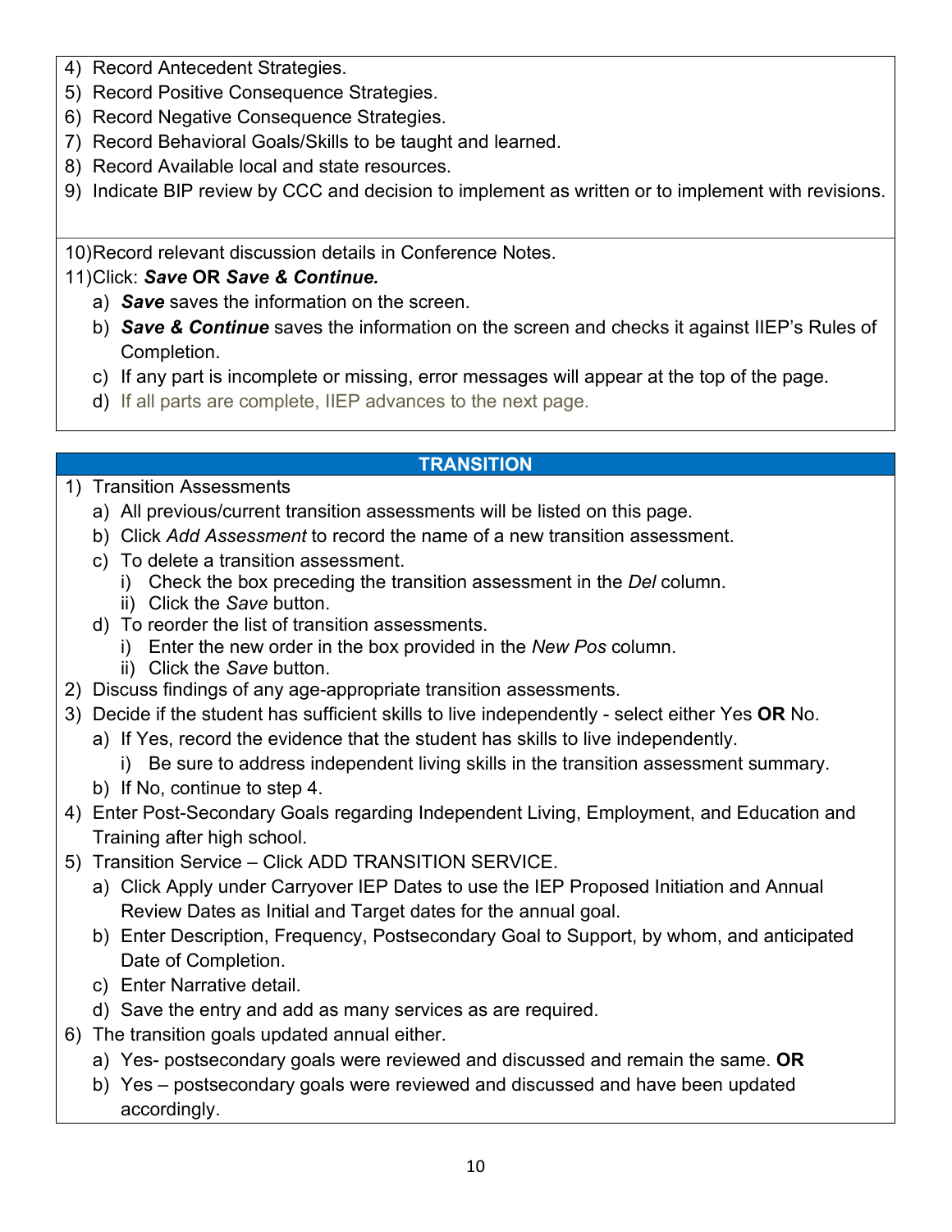4) Record Antecedent Strategies.
5) Record Positive Consequence Strategies.
6) Record Negative Consequence Strategies.
7) Record Behavioral Goals/Skills to be taught and learned.
8) Record Available local and state resources.
9) Indicate BIP review by CCC and decision to implement as written or to implement with revisions.

10) Record relevant discussion details in Conference Notes.
11) Click: ***Save* OR *Save & Continue.***
    a) ***Save*** saves the information on the screen.
    b) ***Save & Continue*** saves the information on the screen and checks it against IIEP's Rules of Completion.
    c) If any part is incomplete or missing, error messages will appear at the top of the page.
    d) If all parts are complete, IIEP advances to the next page.

## TRANSITION

1) Transition Assessments
    a) All previous/current transition assessments will be listed on this page.
    b) Click *Add Assessment* to record the name of a new transition assessment.
    c) To delete a transition assessment.
        i) Check the box preceding the transition assessment in the *Del* column.
        ii) Click the *Save* button.
    d) To reorder the list of transition assessments.
        i) Enter the new order in the box provided in the *New Pos* column.
        ii) Click the *Save* button.
2) Discuss findings of any age-appropriate transition assessments.
3) Decide if the student has sufficient skills to live independently - select either Yes **OR** No.
    a) If Yes, record the evidence that the student has skills to live independently.
        i) Be sure to address independent living skills in the transition assessment summary.
    b) If No, continue to step 4.
4) Enter Post-Secondary Goals regarding Independent Living, Employment, and Education and Training after high school.
5) Transition Service – Click ADD TRANSITION SERVICE.
    a) Click Apply under Carryover IEP Dates to use the IEP Proposed Initiation and Annual Review Dates as Initial and Target dates for the annual goal.
    b) Enter Description, Frequency, Postsecondary Goal to Support, by whom, and anticipated Date of Completion.
    c) Enter Narrative detail.
    d) Save the entry and add as many services as are required.
6) The transition goals updated annual either.
    a) Yes- postsecondary goals were reviewed and discussed and remain the same. **OR**
    b) Yes – postsecondary goals were reviewed and discussed and have been updated accordingly.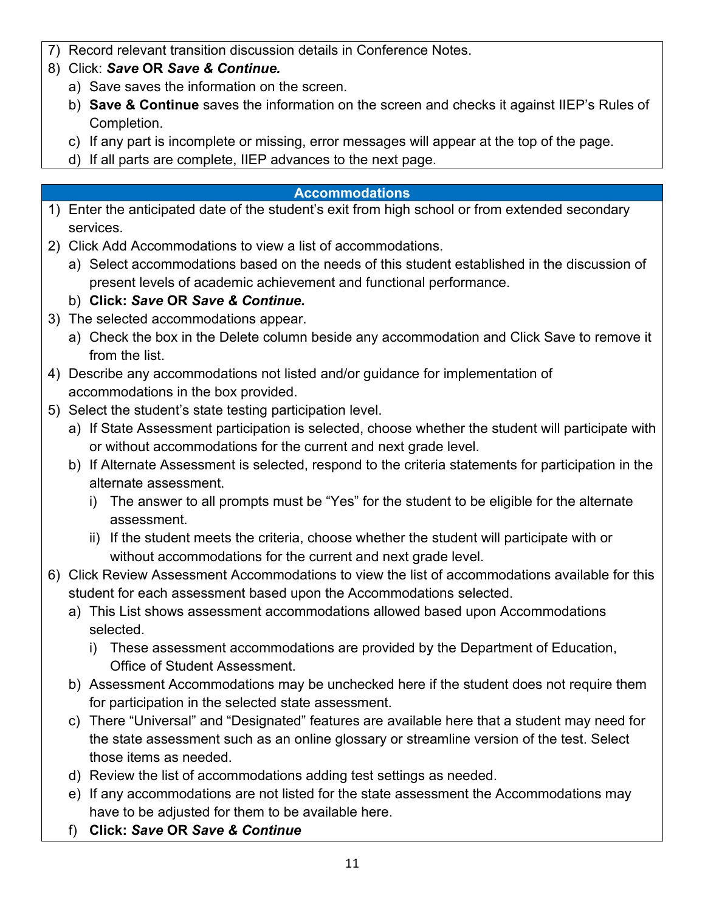7) Record relevant transition discussion details in Conference Notes.
8) Click: ***Save* OR *Save & Continue.***
   a) Save saves the information on the screen.
   b) **Save & Continue** saves the information on the screen and checks it against IIEP's Rules of Completion.
   c) If any part is incomplete or missing, error messages will appear at the top of the page.
   d) If all parts are complete, IIEP advances to the next page.

## Accommodations

1) Enter the anticipated date of the student's exit from high school or from extended secondary services.
2) Click Add Accommodations to view a list of accommodations.
   a) Select accommodations based on the needs of this student established in the discussion of present levels of academic achievement and functional performance.
   b) **Click: *Save* OR *Save & Continue.***
3) The selected accommodations appear.
   a) Check the box in the Delete column beside any accommodation and Click Save to remove it from the list.
4) Describe any accommodations not listed and/or guidance for implementation of accommodations in the box provided.
5) Select the student's state testing participation level.
   a) If State Assessment participation is selected, choose whether the student will participate with or without accommodations for the current and next grade level.
   b) If Alternate Assessment is selected, respond to the criteria statements for participation in the alternate assessment.
      i) The answer to all prompts must be "Yes" for the student to be eligible for the alternate assessment.
      ii) If the student meets the criteria, choose whether the student will participate with or without accommodations for the current and next grade level.
6) Click Review Assessment Accommodations to view the list of accommodations available for this student for each assessment based upon the Accommodations selected.
   a) This List shows assessment accommodations allowed based upon Accommodations selected.
      i) These assessment accommodations are provided by the Department of Education, Office of Student Assessment.
   b) Assessment Accommodations may be unchecked here if the student does not require them for participation in the selected state assessment.
   c) There "Universal" and "Designated" features are available here that a student may need for the state assessment such as an online glossary or streamline version of the test. Select those items as needed.
   d) Review the list of accommodations adding test settings as needed.
   e) If any accommodations are not listed for the state assessment the Accommodations may have to be adjusted for them to be available here.
   f) **Click: *Save* OR *Save & Continue***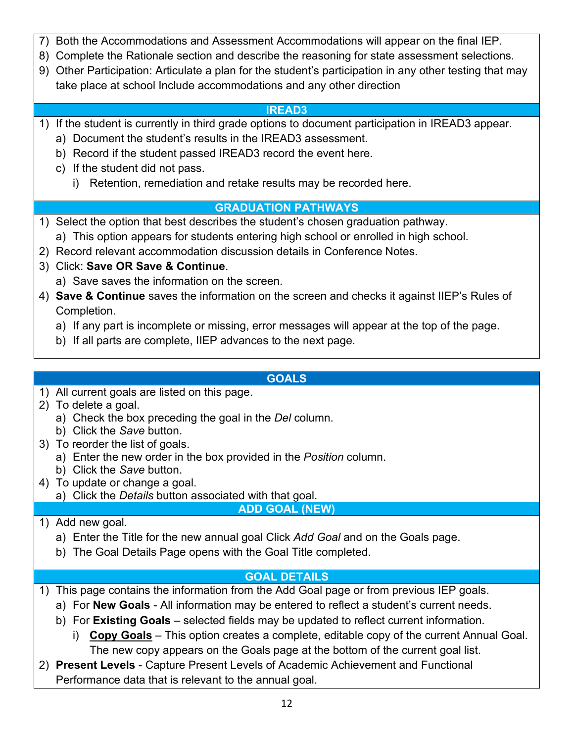7) Both the Accommodations and Assessment Accommodations will appear on the final IEP.
8) Complete the Rationale section and describe the reasoning for state assessment selections.
9) Other Participation: Articulate a plan for the student's participation in any other testing that may take place at school Include accommodations and any other direction

### IREAD3

1) If the student is currently in third grade options to document participation in IREAD3 appear.
   a) Document the student's results in the IREAD3 assessment.
   b) Record if the student passed IREAD3 record the event here.
   c) If the student did not pass.
      i) Retention, remediation and retake results may be recorded here.

### GRADUATION PATHWAYS

1) Select the option that best describes the student's chosen graduation pathway.
   a) This option appears for students entering high school or enrolled in high school.
2) Record relevant accommodation discussion details in Conference Notes.
3) Click: **Save OR Save & Continue**.
   a) Save saves the information on the screen.
4) **Save & Continue** saves the information on the screen and checks it against IIEP's Rules of Completion.
   a) If any part is incomplete or missing, error messages will appear at the top of the page.
   b) If all parts are complete, IIEP advances to the next page.

## GOALS

1) All current goals are listed on this page.
2) To delete a goal.
   a) Check the box preceding the goal in the *Del* column.
   b) Click the *Save* button.
3) To reorder the list of goals.
   a) Enter the new order in the box provided in the *Position* column.
   b) Click the *Save* button.
4) To update or change a goal.
   a) Click the *Details* button associated with that goal.

### ADD GOAL (NEW)

1) Add new goal.
   a) Enter the Title for the new annual goal Click *Add Goal* and on the Goals page.
   b) The Goal Details Page opens with the Goal Title completed.

### GOAL DETAILS

1) This page contains the information from the Add Goal page or from previous IEP goals.
   a) For **New Goals** - All information may be entered to reflect a student's current needs.
   b) For **Existing Goals** – selected fields may be updated to reflect current information.
      i) **Copy Goals** – This option creates a complete, editable copy of the current Annual Goal. The new copy appears on the Goals page at the bottom of the current goal list.
2) **Present Levels** - Capture Present Levels of Academic Achievement and Functional Performance data that is relevant to the annual goal.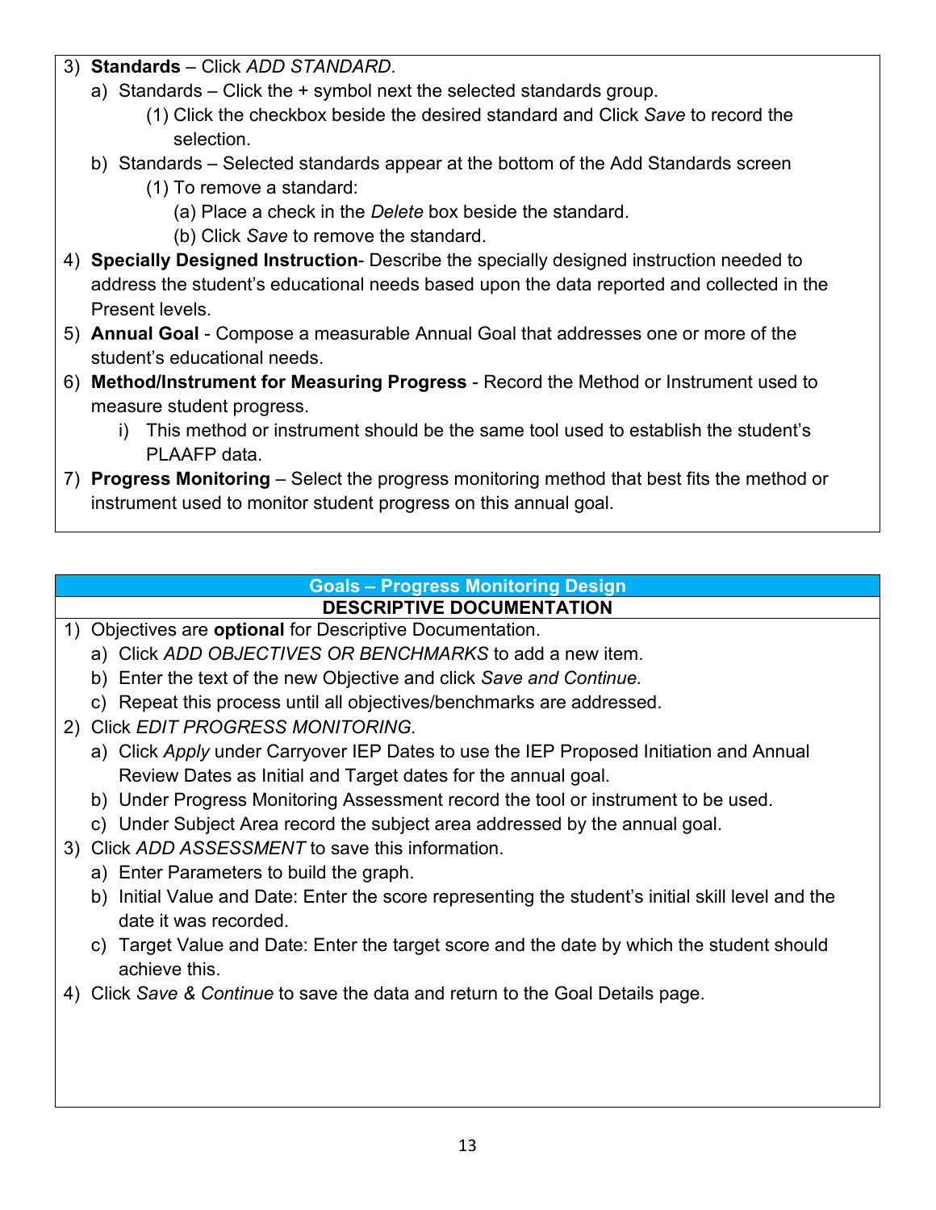3) **Standards** – Click *ADD STANDARD*.
   a) Standards – Click the + symbol next the selected standards group.
      (1) Click the checkbox beside the desired standard and Click *Save* to record the selection.
   b) Standards – Selected standards appear at the bottom of the Add Standards screen
      (1) To remove a standard:
         (a) Place a check in the *Delete* box beside the standard.
         (b) Click *Save* to remove the standard.
4) **Specially Designed Instruction**- Describe the specially designed instruction needed to address the student's educational needs based upon the data reported and collected in the Present levels.
5) **Annual Goal** - Compose a measurable Annual Goal that addresses one or more of the student's educational needs.
6) **Method/Instrument for Measuring Progress** - Record the Method or Instrument used to measure student progress.
   i) This method or instrument should be the same tool used to establish the student's PLAAFP data.
7) **Progress Monitoring** – Select the progress monitoring method that best fits the method or instrument used to monitor student progress on this annual goal.

## Goals – Progress Monitoring Design

### DESCRIPTIVE DOCUMENTATION

1) Objectives are **optional** for Descriptive Documentation.
   a) Click *ADD OBJECTIVES OR BENCHMARKS* to add a new item.
   b) Enter the text of the new Objective and click *Save and Continue.*
   c) Repeat this process until all objectives/benchmarks are addressed.
2) Click *EDIT PROGRESS MONITORING.*
   a) Click *Apply* under Carryover IEP Dates to use the IEP Proposed Initiation and Annual Review Dates as Initial and Target dates for the annual goal.
   b) Under Progress Monitoring Assessment record the tool or instrument to be used.
   c) Under Subject Area record the subject area addressed by the annual goal.
3) Click *ADD ASSESSMENT* to save this information.
   a) Enter Parameters to build the graph.
   b) Initial Value and Date: Enter the score representing the student's initial skill level and the date it was recorded.
   c) Target Value and Date: Enter the target score and the date by which the student should achieve this.
4) Click *Save & Continue* to save the data and return to the Goal Details page.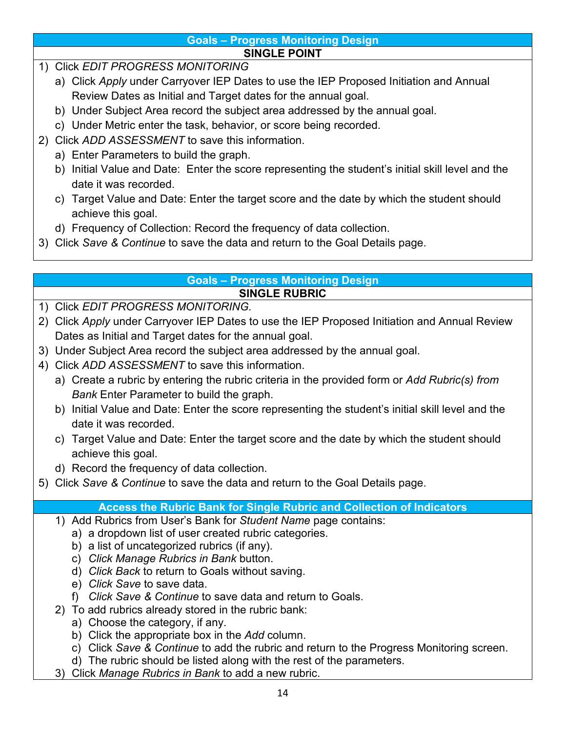## Goals – Progress Monitoring Design

### SINGLE POINT

1) Click *EDIT PROGRESS MONITORING*
   a) Click *Apply* under Carryover IEP Dates to use the IEP Proposed Initiation and Annual Review Dates as Initial and Target dates for the annual goal.
   b) Under Subject Area record the subject area addressed by the annual goal.
   c) Under Metric enter the task, behavior, or score being recorded.
2) Click *ADD ASSESSMENT* to save this information.
   a) Enter Parameters to build the graph.
   b) Initial Value and Date: Enter the score representing the student's initial skill level and the date it was recorded.
   c) Target Value and Date: Enter the target score and the date by which the student should achieve this goal.
   d) Frequency of Collection: Record the frequency of data collection.
3) Click *Save & Continue* to save the data and return to the Goal Details page.

## Goals – Progress Monitoring Design

### SINGLE RUBRIC

1) Click *EDIT PROGRESS MONITORING.*
2) Click *Apply* under Carryover IEP Dates to use the IEP Proposed Initiation and Annual Review Dates as Initial and Target dates for the annual goal.
3) Under Subject Area record the subject area addressed by the annual goal.
4) Click *ADD ASSESSMENT* to save this information.
   a) Create a rubric by entering the rubric criteria in the provided form or *Add Rubric(s) from Bank* Enter Parameter to build the graph.
   b) Initial Value and Date: Enter the score representing the student's initial skill level and the date it was recorded.
   c) Target Value and Date: Enter the target score and the date by which the student should achieve this goal.
   d) Record the frequency of data collection.
5) Click *Save & Continue* to save the data and return to the Goal Details page.

### Access the Rubric Bank for Single Rubric and Collection of Indicators

1) Add Rubrics from User's Bank for *Student Name* page contains:
   a) a dropdown list of user created rubric categories.
   b) a list of uncategorized rubrics (if any).
   c) *Click Manage Rubrics in Bank* button.
   d) *Click Back* to return to Goals without saving.
   e) *Click Save* to save data.
   f) *Click Save & Continue* to save data and return to Goals.
2) To add rubrics already stored in the rubric bank:
   a) Choose the category, if any.
   b) Click the appropriate box in the *Add* column.
   c) Click *Save & Continue* to add the rubric and return to the Progress Monitoring screen.
   d) The rubric should be listed along with the rest of the parameters.
3) Click *Manage Rubrics in Bank* to add a new rubric.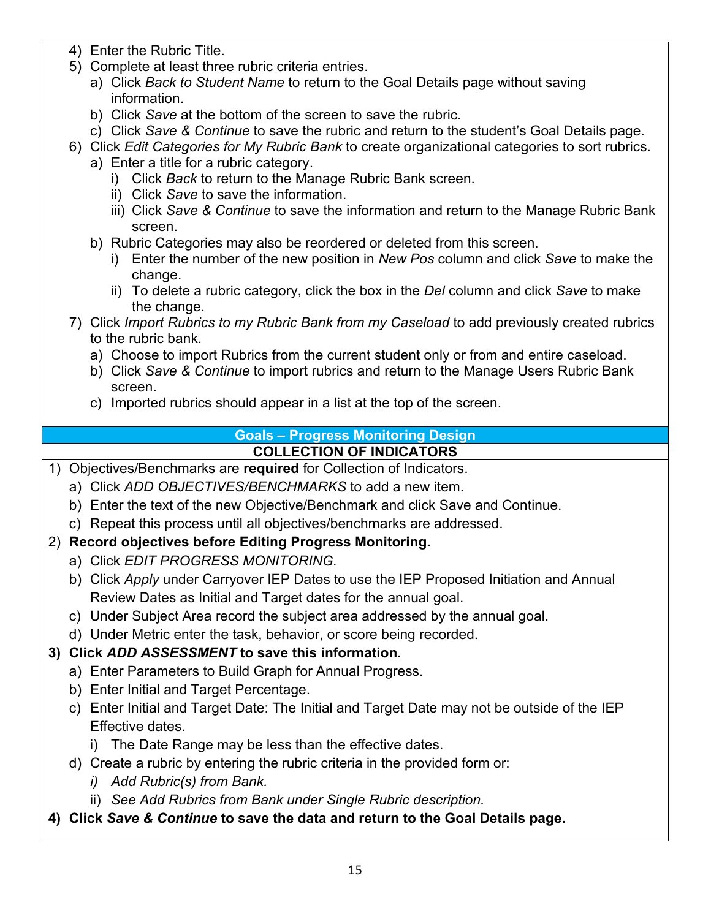4) Enter the Rubric Title.
5) Complete at least three rubric criteria entries.
   a) Click *Back to Student Name* to return to the Goal Details page without saving information.
   b) Click *Save* at the bottom of the screen to save the rubric.
   c) Click *Save & Continue* to save the rubric and return to the student's Goal Details page.
6) Click *Edit Categories for My Rubric Bank* to create organizational categories to sort rubrics.
   a) Enter a title for a rubric category.
      i) Click *Back* to return to the Manage Rubric Bank screen.
      ii) Click *Save* to save the information.
      iii) Click *Save & Continue* to save the information and return to the Manage Rubric Bank screen.
   b) Rubric Categories may also be reordered or deleted from this screen.
      i) Enter the number of the new position in *New Pos* column and click *Save* to make the change.
      ii) To delete a rubric category, click the box in the *Del* column and click *Save* to make the change.
7) Click *Import Rubrics to my Rubric Bank from my Caseload* to add previously created rubrics to the rubric bank.
   a) Choose to import Rubrics from the current student only or from and entire caseload.
   b) Click *Save & Continue* to import rubrics and return to the Manage Users Rubric Bank screen.
   c) Imported rubrics should appear in a list at the top of the screen.

## Goals – Progress Monitoring Design

### COLLECTION OF INDICATORS

1) Objectives/Benchmarks are **required** for Collection of Indicators.
   a) Click *ADD OBJECTIVES/BENCHMARKS* to add a new item.
   b) Enter the text of the new Objective/Benchmark and click Save and Continue.
   c) Repeat this process until all objectives/benchmarks are addressed.
2) **Record objectives before Editing Progress Monitoring.**
   a) Click *EDIT PROGRESS MONITORING.*
   b) Click *Apply* under Carryover IEP Dates to use the IEP Proposed Initiation and Annual Review Dates as Initial and Target dates for the annual goal.
   c) Under Subject Area record the subject area addressed by the annual goal.
   d) Under Metric enter the task, behavior, or score being recorded.
3) **Click *ADD ASSESSMENT* to save this information.**
   a) Enter Parameters to Build Graph for Annual Progress.
   b) Enter Initial and Target Percentage.
   c) Enter Initial and Target Date: The Initial and Target Date may not be outside of the IEP Effective dates.
      i) The Date Range may be less than the effective dates.
   d) Create a rubric by entering the rubric criteria in the provided form or:
      i) *Add Rubric(s) from Bank.*
      ii) *See Add Rubrics from Bank under Single Rubric description.*
4) **Click *Save & Continue* to save the data and return to the Goal Details page.**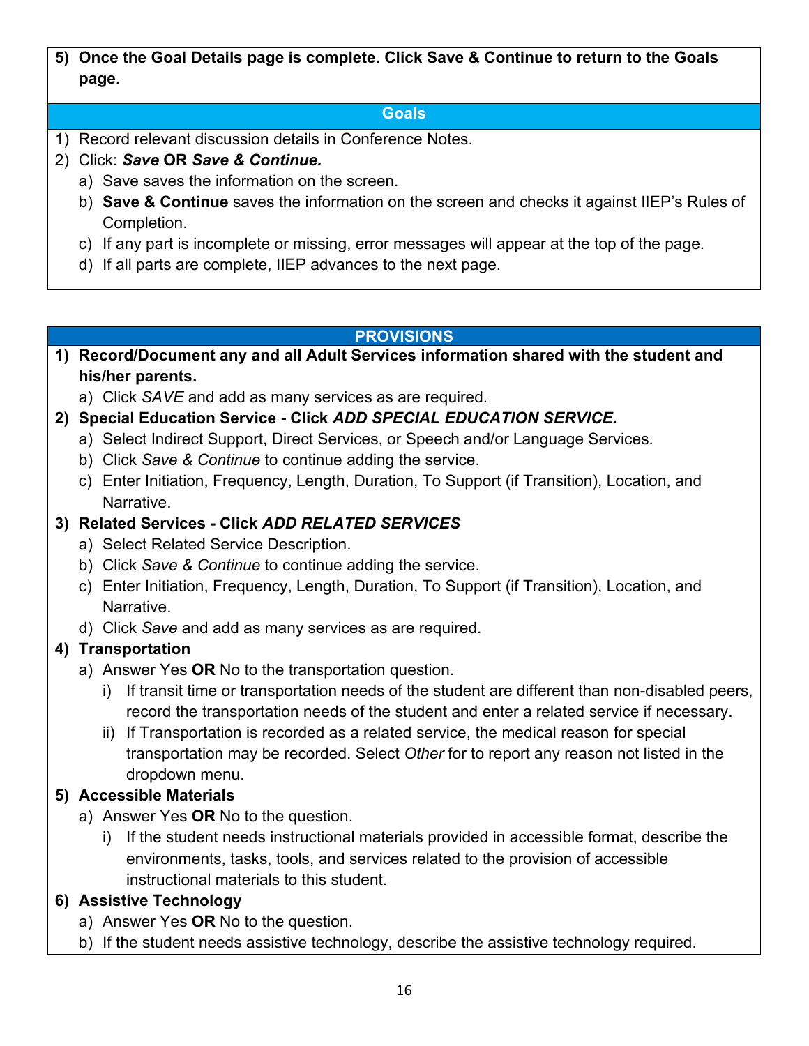**5) Once the Goal Details page is complete. Click Save & Continue to return to the Goals page.**

## Goals

1) Record relevant discussion details in Conference Notes.
2) Click: ***Save* OR *Save & Continue.***
   a) Save saves the information on the screen.
   b) **Save & Continue** saves the information on the screen and checks it against IIEP's Rules of Completion.
   c) If any part is incomplete or missing, error messages will appear at the top of the page.
   d) If all parts are complete, IIEP advances to the next page.

## PROVISIONS

**1) Record/Document any and all Adult Services information shared with the student and his/her parents.**
   a) Click *SAVE* and add as many services as are required.

**2) Special Education Service - Click *ADD SPECIAL EDUCATION SERVICE.***
   a) Select Indirect Support, Direct Services, or Speech and/or Language Services.
   b) Click *Save & Continue* to continue adding the service.
   c) Enter Initiation, Frequency, Length, Duration, To Support (if Transition), Location, and Narrative.

**3) Related Services - Click *ADD RELATED SERVICES***
   a) Select Related Service Description.
   b) Click *Save & Continue* to continue adding the service.
   c) Enter Initiation, Frequency, Length, Duration, To Support (if Transition), Location, and Narrative.
   d) Click *Save* and add as many services as are required.

**4) Transportation**
   a) Answer Yes **OR** No to the transportation question.
      i) If transit time or transportation needs of the student are different than non-disabled peers, record the transportation needs of the student and enter a related service if necessary.
      ii) If Transportation is recorded as a related service, the medical reason for special transportation may be recorded. Select *Other* for to report any reason not listed in the dropdown menu.

**5) Accessible Materials**
   a) Answer Yes **OR** No to the question.
      i) If the student needs instructional materials provided in accessible format, describe the environments, tasks, tools, and services related to the provision of accessible instructional materials to this student.

**6) Assistive Technology**
   a) Answer Yes **OR** No to the question.
   b) If the student needs assistive technology, describe the assistive technology required.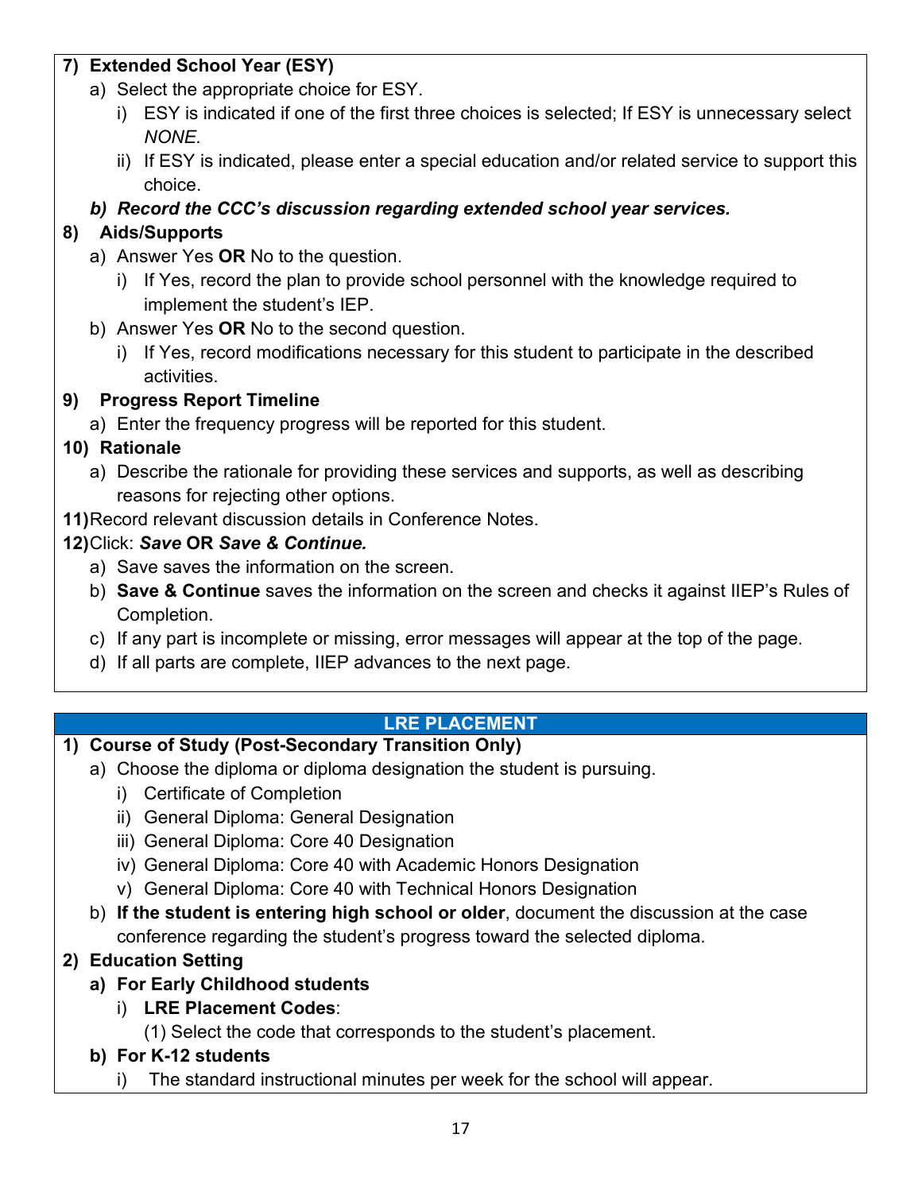7) **Extended School Year (ESY)**
   a) Select the appropriate choice for ESY.
      i) ESY is indicated if one of the first three choices is selected; If ESY is unnecessary select *NONE.*
      ii) If ESY is indicated, please enter a special education and/or related service to support this choice.
   ***b) Record the CCC's discussion regarding extended school year services.***

8) **Aids/Supports**
   a) Answer Yes **OR** No to the question.
      i) If Yes, record the plan to provide school personnel with the knowledge required to implement the student's IEP.
   b) Answer Yes **OR** No to the second question.
      i) If Yes, record modifications necessary for this student to participate in the described activities.

9) **Progress Report Timeline**
   a) Enter the frequency progress will be reported for this student.

10) **Rationale**
   a) Describe the rationale for providing these services and supports, as well as describing reasons for rejecting other options.

11) Record relevant discussion details in Conference Notes.

12) Click: ***Save* OR *Save & Continue.***
   a) Save saves the information on the screen.
   b) **Save & Continue** saves the information on the screen and checks it against IIEP's Rules of Completion.
   c) If any part is incomplete or missing, error messages will appear at the top of the page.
   d) If all parts are complete, IIEP advances to the next page.

## LRE PLACEMENT

1) **Course of Study (Post-Secondary Transition Only)**
   a) Choose the diploma or diploma designation the student is pursuing.
      i) Certificate of Completion
      ii) General Diploma: General Designation
      iii) General Diploma: Core 40 Designation
      iv) General Diploma: Core 40 with Academic Honors Designation
      v) General Diploma: Core 40 with Technical Honors Designation
   b) **If the student is entering high school or older**, document the discussion at the case conference regarding the student's progress toward the selected diploma.

2) **Education Setting**
   **a) For Early Childhood students**
      i) **LRE Placement Codes**:
         (1) Select the code that corresponds to the student's placement.
   **b) For K-12 students**
      i) The standard instructional minutes per week for the school will appear.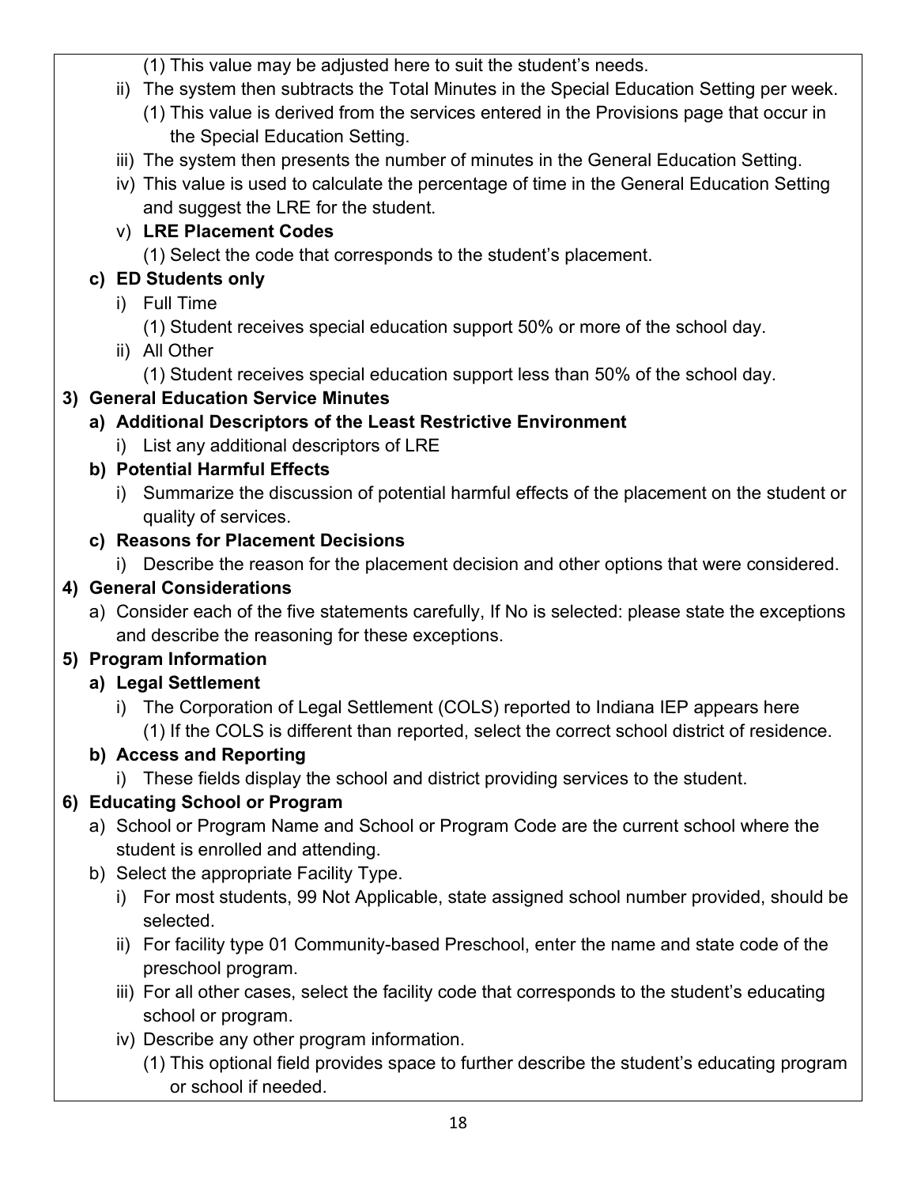(1) This value may be adjusted here to suit the student's needs.

ii) The system then subtracts the Total Minutes in the Special Education Setting per week.

(1) This value is derived from the services entered in the Provisions page that occur in the Special Education Setting.

iii) The system then presents the number of minutes in the General Education Setting.

iv) This value is used to calculate the percentage of time in the General Education Setting and suggest the LRE for the student.

v) **LRE Placement Codes**

(1) Select the code that corresponds to the student's placement.

**c) ED Students only**

i) Full Time

(1) Student receives special education support 50% or more of the school day.

ii) All Other

(1) Student receives special education support less than 50% of the school day.

**3) General Education Service Minutes**

**a) Additional Descriptors of the Least Restrictive Environment**

i) List any additional descriptors of LRE

**b) Potential Harmful Effects**

i) Summarize the discussion of potential harmful effects of the placement on the student or quality of services.

**c) Reasons for Placement Decisions**

i) Describe the reason for the placement decision and other options that were considered.

**4) General Considerations**

a) Consider each of the five statements carefully, If No is selected: please state the exceptions and describe the reasoning for these exceptions.

**5) Program Information**

**a) Legal Settlement**

i) The Corporation of Legal Settlement (COLS) reported to Indiana IEP appears here

(1) If the COLS is different than reported, select the correct school district of residence.

**b) Access and Reporting**

i) These fields display the school and district providing services to the student.

**6) Educating School or Program**

a) School or Program Name and School or Program Code are the current school where the student is enrolled and attending.

b) Select the appropriate Facility Type.

i) For most students, 99 Not Applicable, state assigned school number provided, should be selected.

ii) For facility type 01 Community-based Preschool, enter the name and state code of the preschool program.

iii) For all other cases, select the facility code that corresponds to the student's educating school or program.

iv) Describe any other program information.

(1) This optional field provides space to further describe the student's educating program or school if needed.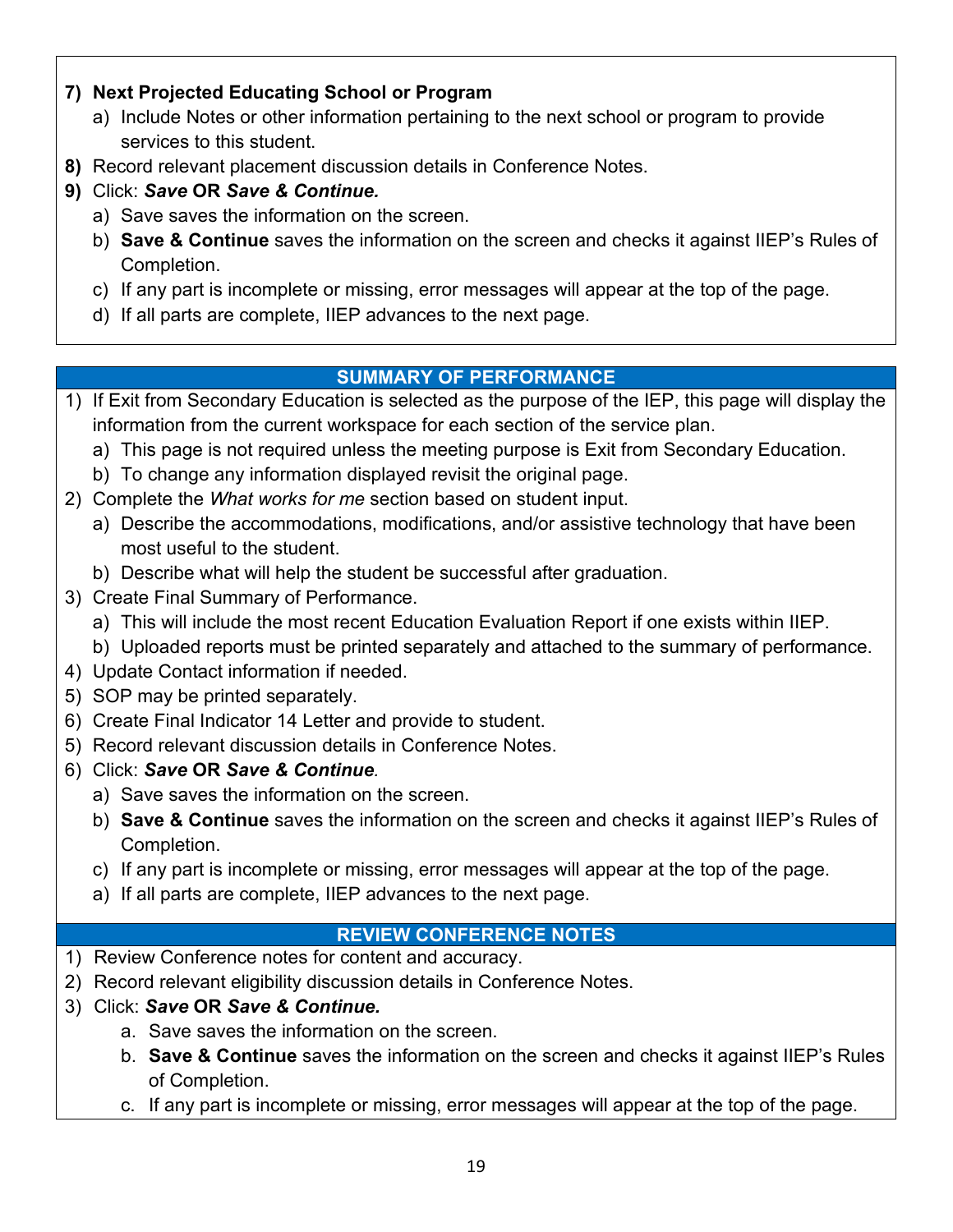**7) Next Projected Educating School or Program**

   a) Include Notes or other information pertaining to the next school or program to provide services to this student.

**8)** Record relevant placement discussion details in Conference Notes.

**9)** Click: ***Save* OR *Save & Continue.***

   a) Save saves the information on the screen.
   b) **Save & Continue** saves the information on the screen and checks it against IIEP's Rules of Completion.
   c) If any part is incomplete or missing, error messages will appear at the top of the page.
   d) If all parts are complete, IIEP advances to the next page.

## SUMMARY OF PERFORMANCE

1) If Exit from Secondary Education is selected as the purpose of the IEP, this page will display the information from the current workspace for each section of the service plan.
   a) This page is not required unless the meeting purpose is Exit from Secondary Education.
   b) To change any information displayed revisit the original page.
2) Complete the *What works for me* section based on student input.
   a) Describe the accommodations, modifications, and/or assistive technology that have been most useful to the student.
   b) Describe what will help the student be successful after graduation.
3) Create Final Summary of Performance.
   a) This will include the most recent Education Evaluation Report if one exists within IIEP.
   b) Uploaded reports must be printed separately and attached to the summary of performance.
4) Update Contact information if needed.
5) SOP may be printed separately.
6) Create Final Indicator 14 Letter and provide to student.
5) Record relevant discussion details in Conference Notes.
6) Click: ***Save* OR *Save & Continue*.**
   a) Save saves the information on the screen.
   b) **Save & Continue** saves the information on the screen and checks it against IIEP's Rules of Completion.
   c) If any part is incomplete or missing, error messages will appear at the top of the page.
   a) If all parts are complete, IIEP advances to the next page.

## REVIEW CONFERENCE NOTES

1) Review Conference notes for content and accuracy.
2) Record relevant eligibility discussion details in Conference Notes.
3) Click: ***Save* OR *Save & Continue.***
   a. Save saves the information on the screen.
   b. **Save & Continue** saves the information on the screen and checks it against IIEP's Rules of Completion.
   c. If any part is incomplete or missing, error messages will appear at the top of the page.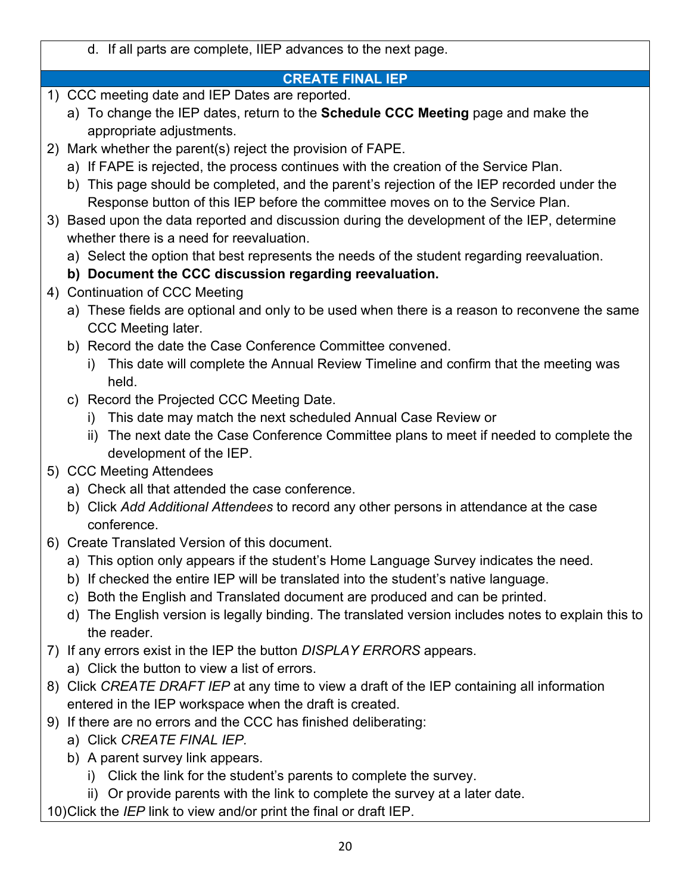d. If all parts are complete, IIEP advances to the next page.

## CREATE FINAL IEP

1) CCC meeting date and IEP Dates are reported.
   a) To change the IEP dates, return to the **Schedule CCC Meeting** page and make the appropriate adjustments.
2) Mark whether the parent(s) reject the provision of FAPE.
   a) If FAPE is rejected, the process continues with the creation of the Service Plan.
   b) This page should be completed, and the parent's rejection of the IEP recorded under the Response button of this IEP before the committee moves on to the Service Plan.
3) Based upon the data reported and discussion during the development of the IEP, determine whether there is a need for reevaluation.
   a) Select the option that best represents the needs of the student regarding reevaluation.
   **b) Document the CCC discussion regarding reevaluation.**
4) Continuation of CCC Meeting
   a) These fields are optional and only to be used when there is a reason to reconvene the same CCC Meeting later.
   b) Record the date the Case Conference Committee convened.
      i) This date will complete the Annual Review Timeline and confirm that the meeting was held.
   c) Record the Projected CCC Meeting Date.
      i) This date may match the next scheduled Annual Case Review or
      ii) The next date the Case Conference Committee plans to meet if needed to complete the development of the IEP.
5) CCC Meeting Attendees
   a) Check all that attended the case conference.
   b) Click *Add Additional Attendees* to record any other persons in attendance at the case conference.
6) Create Translated Version of this document.
   a) This option only appears if the student's Home Language Survey indicates the need.
   b) If checked the entire IEP will be translated into the student's native language.
   c) Both the English and Translated document are produced and can be printed.
   d) The English version is legally binding. The translated version includes notes to explain this to the reader.
7) If any errors exist in the IEP the button *DISPLAY ERRORS* appears.
   a) Click the button to view a list of errors.
8) Click *CREATE DRAFT IEP* at any time to view a draft of the IEP containing all information entered in the IEP workspace when the draft is created.
9) If there are no errors and the CCC has finished deliberating:
   a) Click *CREATE FINAL IEP.*
   b) A parent survey link appears.
      i) Click the link for the student's parents to complete the survey.
      ii) Or provide parents with the link to complete the survey at a later date.
10) Click the *IEP* link to view and/or print the final or draft IEP.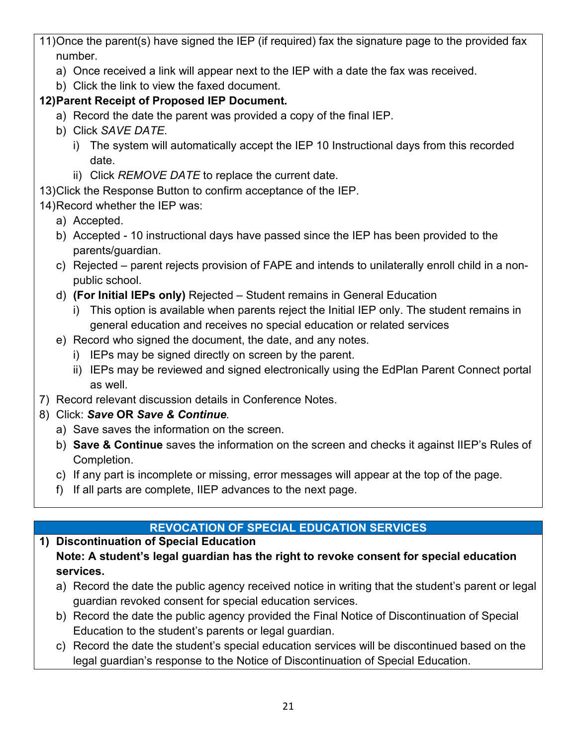11) Once the parent(s) have signed the IEP (if required) fax the signature page to the provided fax number.
    a) Once received a link will appear next to the IEP with a date the fax was received.
    b) Click the link to view the faxed document.

12) **Parent Receipt of Proposed IEP Document.**
    a) Record the date the parent was provided a copy of the final IEP.
    b) Click *SAVE DATE.*
        i) The system will automatically accept the IEP 10 Instructional days from this recorded date.
        ii) Click *REMOVE DATE* to replace the current date.

13) Click the Response Button to confirm acceptance of the IEP.

14) Record whether the IEP was:
    a) Accepted.
    b) Accepted - 10 instructional days have passed since the IEP has been provided to the parents/guardian.
    c) Rejected – parent rejects provision of FAPE and intends to unilaterally enroll child in a non-public school.
    d) **(For Initial IEPs only)** Rejected – Student remains in General Education
        i) This option is available when parents reject the Initial IEP only. The student remains in general education and receives no special education or related services
    e) Record who signed the document, the date, and any notes.
        i) IEPs may be signed directly on screen by the parent.
        ii) IEPs may be reviewed and signed electronically using the EdPlan Parent Connect portal as well.

7) Record relevant discussion details in Conference Notes.

8) Click: ***Save* OR *Save & Continue*.**
    a) Save saves the information on the screen.
    b) **Save & Continue** saves the information on the screen and checks it against IIEP's Rules of Completion.
    c) If any part is incomplete or missing, error messages will appear at the top of the page.
    f) If all parts are complete, IIEP advances to the next page.

## REVOCATION OF SPECIAL EDUCATION SERVICES

1) **Discontinuation of Special Education**
   **Note: A student's legal guardian has the right to revoke consent for special education services.**
    a) Record the date the public agency received notice in writing that the student's parent or legal guardian revoked consent for special education services.
    b) Record the date the public agency provided the Final Notice of Discontinuation of Special Education to the student's parents or legal guardian.
    c) Record the date the student's special education services will be discontinued based on the legal guardian's response to the Notice of Discontinuation of Special Education.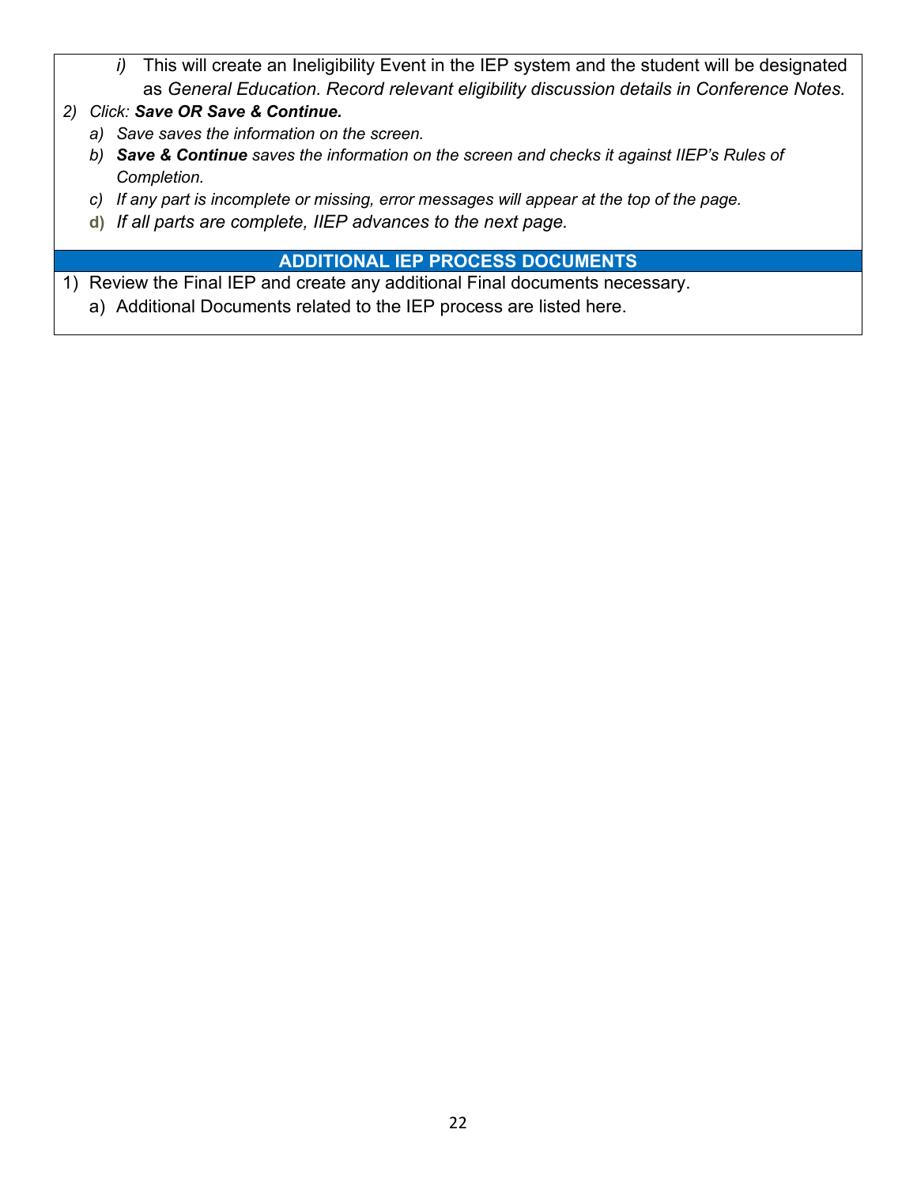i) This will create an Ineligibility Event in the IEP system and the student will be designated as *General Education. Record relevant eligibility discussion details in Conference Notes.*

*2) Click:* ***Save OR Save & Continue.***

*a) Save saves the information on the screen.*

*b)* ***Save & Continue*** *saves the information on the screen and checks it against IIEP's Rules of Completion.*

*c) If any part is incomplete or missing, error messages will appear at the top of the page.*

*d) If all parts are complete, IIEP advances to the next page.*

## ADDITIONAL IEP PROCESS DOCUMENTS

1) Review the Final IEP and create any additional Final documents necessary.
   a) Additional Documents related to the IEP process are listed here.